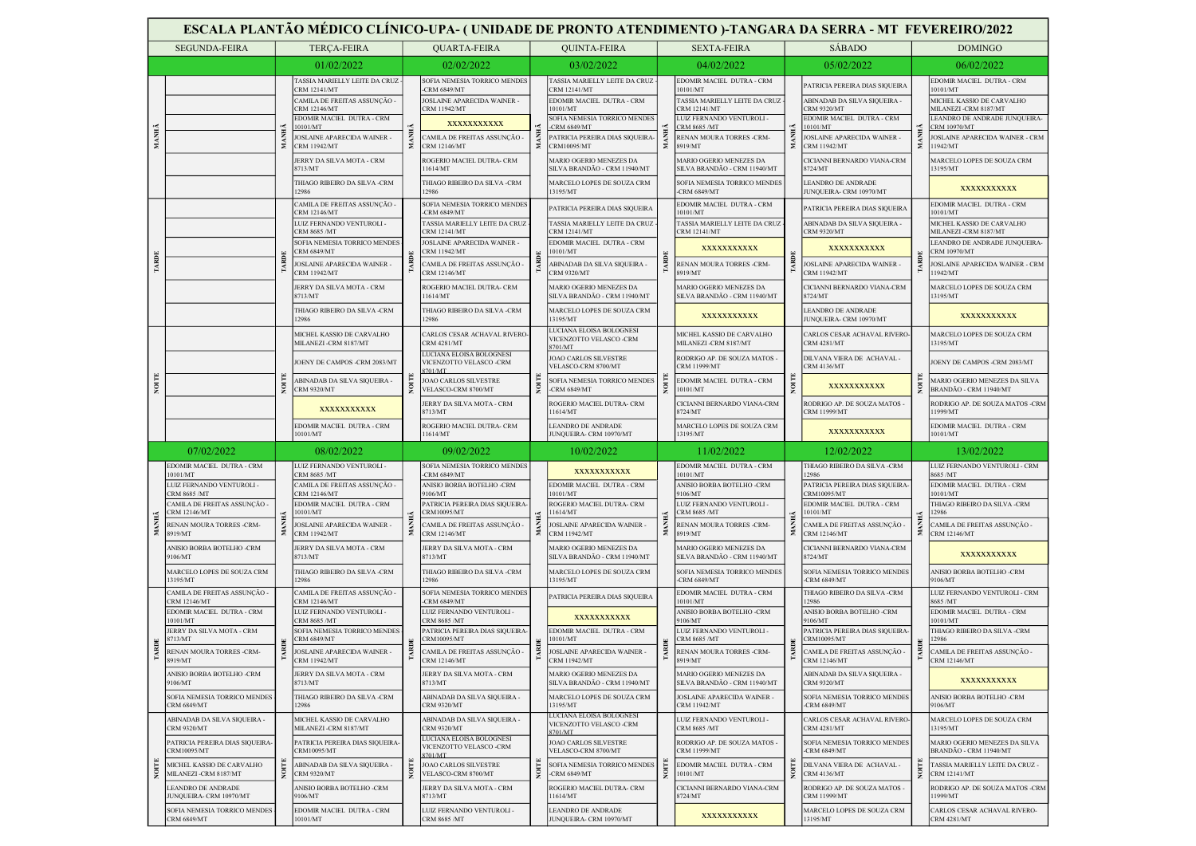# ESCALA PLANTÃO MÉDICO CLÍNICO-UPA- ( UNIDADE DE PRONTO ATENDIMENTO )-TANGARA DA SERRA - MT FEVEREIRO/2022

| | SEGUNDA-FEIRA | TERÇA-FEIRA | QUARTA-FEIRA | QUINTA-FEIRA | SEXTA-FEIRA | SÁBADO | DOMINGO |
|---|---|---|---|---|---|---|---|
| | | 01/02/2022 | 02/02/2022 | 03/02/2022 | 04/02/2022 | 05/02/2022 | 06/02/2022 |
| MANHÃ | | TASSIA MARIELLY LEITE DA CRUZ - CRM 12141/MT | SOFIA NEMESIA TORRICO MENDES -CRM 6849/MT | TASSIA MARIELLY LEITE DA CRUZ - CRM 12141/MT | EDOMIR MACIEL DUTRA - CRM 10101/MT | PATRICIA PEREIRA DIAS SIQUEIRA | EDOMIR MACIEL DUTRA - CRM 10101/MT |
| MANHÃ | | CAMILA DE FREITAS ASSUNÇÃO - CRM 12146/MT | JOSLAINE APARECIDA WAINER - CRM 11942/MT | EDOMIR MACIEL DUTRA - CRM 10101/MT | TASSIA MARIELLY LEITE DA CRUZ - CRM 12141/MT | ABINADAB DA SILVA SIQUEIRA - CRM 9320/MT | MICHEL KASSIO DE CARVALHO MILANEZI -CRM 8187/MT |
| MANHÃ | | EDOMIR MACIEL DUTRA - CRM 10101/MT | XXXXXXXXXXX | SOFIA NEMESIA TORRICO MENDES -CRM 6849/MT | LUIZ FERNANDO VENTUROLI - CRM 8685 /MT | EDOMIR MACIEL DUTRA - CRM 10101/MT | LEANDRO DE ANDRADE JUNQUEIRA- CRM 10970/MT |
| MANHÃ | | JOSLAINE APARECIDA WAINER - CRM 11942/MT | CAMILA DE FREITAS ASSUNÇÃO - CRM 12146/MT | PATRICIA PEREIRA DIAS SIQUEIRA- CRM10095/MT | RENAN MOURA TORRES -CRM-8919/MT | JOSLAINE APARECIDA WAINER - CRM 11942/MT | JOSLAINE APARECIDA WAINER - CRM 11942/MT |
| MANHÃ | | JERRY DA SILVA MOTA - CRM 8713/MT | ROGERIO MACIEL DUTRA- CRM 11614/MT | MARIO OGERIO MENEZES DA SILVA BRANDÃO - CRM 11940/MT | MARIO OGERIO MENEZES DA SILVA BRANDÃO - CRM 11940/MT | CICIANNI BERNARDO VIANA-CRM 8724/MT | MARCELO LOPES DE SOUZA CRM 13195/MT |
| MANHÃ | | THIAGO RIBEIRO DA SILVA -CRM 12986 | THIAGO RIBEIRO DA SILVA -CRM 12986 | MARCELO LOPES DE SOUZA CRM 13195/MT | SOFIA NEMESIA TORRICO MENDES -CRM 6849/MT | LEANDRO DE ANDRADE JUNQUEIRA- CRM 10970/MT | XXXXXXXXXXX |
| TARDE | | CAMILA DE FREITAS ASSUNÇÃO - CRM 12146/MT | SOFIA NEMESIA TORRICO MENDES -CRM 6849/MT | PATRICIA PEREIRA DIAS SIQUEIRA | EDOMIR MACIEL DUTRA - CRM 10101/MT | PATRICIA PEREIRA DIAS SIQUEIRA | EDOMIR MACIEL DUTRA - CRM 10101/MT |
| TARDE | | LUIZ FERNANDO VENTUROLI - CRM 8685 /MT | TASSIA MARIELLY LEITE DA CRUZ - CRM 12141/MT | TASSIA MARIELLY LEITE DA CRUZ - CRM 12141/MT | TASSIA MARIELLY LEITE DA CRUZ - CRM 12141/MT | ABINADAB DA SILVA SIQUEIRA - CRM 9320/MT | MICHEL KASSIO DE CARVALHO MILANEZI -CRM 8187/MT |
| TARDE | | SOFIA NEMESIA TORRICO MENDES CRM 6849/MT | JOSLAINE APARECIDA WAINER - CRM 11942/MT | EDOMIR MACIEL DUTRA - CRM 10101/MT | XXXXXXXXXXX | XXXXXXXXXXX | LEANDRO DE ANDRADE JUNQUEIRA- CRM 10970/MT |
| TARDE | | JOSLAINE APARECIDA WAINER - CRM 11942/MT | CAMILA DE FREITAS ASSUNÇÃO - CRM 12146/MT | ABINADAB DA SILVA SIQUEIRA - CRM 9320/MT | RENAN MOURA TORRES -CRM-8919/MT | JOSLAINE APARECIDA WAINER - CRM 11942/MT | JOSLAINE APARECIDA WAINER - CRM 11942/MT |
| TARDE | | JERRY DA SILVA MOTA - CRM 8713/MT | ROGERIO MACIEL DUTRA- CRM 11614/MT | MARIO OGERIO MENEZES DA SILVA BRANDÃO - CRM 11940/MT | MARIO OGERIO MENEZES DA SILVA BRANDÃO - CRM 11940/MT | CICIANNI BERNARDO VIANA-CRM 8724/MT | MARCELO LOPES DE SOUZA CRM 13195/MT |
| TARDE | | THIAGO RIBEIRO DA SILVA -CRM 12986 | THIAGO RIBEIRO DA SILVA -CRM 12986 | MARCELO LOPES DE SOUZA CRM 13195/MT | XXXXXXXXXXX | LEANDRO DE ANDRADE JUNQUEIRA- CRM 10970/MT | XXXXXXXXXXX |
| NOITE | | MICHEL KASSIO DE CARVALHO MILANEZI -CRM 8187/MT | CARLOS CESAR ACHAVAL RIVERO-CRM 4281/MT | LUCIANA ELOISA BOLOGNESI VICENZOTTO VELASCO -CRM 8701/MT | MICHEL KASSIO DE CARVALHO MILANEZI -CRM 8187/MT | CARLOS CESAR ACHAVAL RIVERO-CRM 4281/MT | MARCELO LOPES DE SOUZA CRM 13195/MT |
| NOITE | | JOENY DE CAMPOS -CRM 2083/MT | LUCIANA ELOISA BOLOGNESI VICENZOTTO VELASCO -CRM 8701/MT | JOAO CARLOS SILVESTRE VELASCO-CRM 8700/MT | RODRIGO AP. DE SOUZA MATOS - CRM 11999/MT | DILVANA VIERA DE ACHAVAL - CRM 4136/MT | JOENY DE CAMPOS -CRM 2083/MT |
| NOITE | | ABINADAB DA SILVA SIQUEIRA - CRM 9320/MT | JOAO CARLOS SILVESTRE VELASCO-CRM 8700/MT | SOFIA NEMESIA TORRICO MENDES -CRM 6849/MT | EDOMIR MACIEL DUTRA - CRM 10101/MT | XXXXXXXXXXX | MARIO OGERIO MENEZES DA SILVA BRANDÃO - CRM 11940/MT |
| NOITE | | XXXXXXXXXXX | JERRY DA SILVA MOTA - CRM 8713/MT | ROGERIO MACIEL DUTRA- CRM 11614/MT | CICIANNI BERNARDO VIANA-CRM 8724/MT | RODRIGO AP. DE SOUZA MATOS - CRM 11999/MT | RODRIGO AP. DE SOUZA MATOS -CRM 11999/MT |
| NOITE | | EDOMIR MACIEL DUTRA - CRM 10101/MT | ROGERIO MACIEL DUTRA- CRM 11614/MT | LEANDRO DE ANDRADE JUNQUEIRA- CRM 10970/MT | MARCELO LOPES DE SOUZA CRM 13195/MT | XXXXXXXXXXX | EDOMIR MACIEL DUTRA - CRM 10101/MT |
| | 07/02/2022 | 08/02/2022 | 09/02/2022 | 10/02/2022 | 11/02/2022 | 12/02/2022 | 13/02/2022 |
| MANHÃ | EDOMIR MACIEL DUTRA - CRM 10101/MT | LUIZ FERNANDO VENTUROLI - CRM 8685 /MT | SOFIA NEMESIA TORRICO MENDES -CRM 6849/MT | XXXXXXXXXXX | EDOMIR MACIEL DUTRA - CRM 10101/MT | THIAGO RIBEIRO DA SILVA -CRM 12986 | LUIZ FERNANDO VENTUROLI - CRM 8685 /MT |
| MANHÃ | LUIZ FERNANDO VENTUROLI - CRM 8685 /MT | CAMILA DE FREITAS ASSUNÇÃO - CRM 12146/MT | ANISIO BORBA BOTELHO -CRM 9106/MT | EDOMIR MACIEL DUTRA - CRM 10101/MT | ANISIO BORBA BOTELHO -CRM 9106/MT | PATRICIA PEREIRA DIAS SIQUEIRA- CRM10095/MT | EDOMIR MACIEL DUTRA - CRM 10101/MT |
| MANHÃ | CAMILA DE FREITAS ASSUNÇÃO - CRM 12146/MT | EDOMIR MACIEL DUTRA - CRM 10101/MT | PATRICIA PEREIRA DIAS SIQUEIRA- CRM10095/MT | ROGERIO MACIEL DUTRA- CRM 11614/MT | LUIZ FERNANDO VENTUROLI - CRM 8685 /MT | EDOMIR MACIEL DUTRA - CRM 10101/MT | THIAGO RIBEIRO DA SILVA -CRM 12986 |
| MANHÃ | RENAN MOURA TORRES -CRM-8919/MT | JOSLAINE APARECIDA WAINER - CRM 11942/MT | CAMILA DE FREITAS ASSUNÇÃO - CRM 12146/MT | JOSLAINE APARECIDA WAINER - CRM 11942/MT | RENAN MOURA TORRES -CRM-8919/MT | CAMILA DE FREITAS ASSUNÇÃO - CRM 12146/MT | CAMILA DE FREITAS ASSUNÇÃO - CRM 12146/MT |
| MANHÃ | ANISIO BORBA BOTELHO -CRM 9106/MT | JERRY DA SILVA MOTA - CRM 8713/MT | JERRY DA SILVA MOTA - CRM 8713/MT | MARIO OGERIO MENEZES DA SILVA BRANDÃO - CRM 11940/MT | MARIO OGERIO MENEZES DA SILVA BRANDÃO - CRM 11940/MT | CICIANNI BERNARDO VIANA-CRM 8724/MT | XXXXXXXXXXX |
| MANHÃ | MARCELO LOPES DE SOUZA CRM 13195/MT | THIAGO RIBEIRO DA SILVA -CRM 12986 | THIAGO RIBEIRO DA SILVA -CRM 12986 | MARCELO LOPES DE SOUZA CRM 13195/MT | SOFIA NEMESIA TORRICO MENDES -CRM 6849/MT | SOFIA NEMESIA TORRICO MENDES -CRM 6849/MT | ANISIO BORBA BOTELHO -CRM 9106/MT |
| TARDE | CAMILA DE FREITAS ASSUNÇÃO - CRM 12146/MT | CAMILA DE FREITAS ASSUNÇÃO - CRM 12146/MT | SOFIA NEMESIA TORRICO MENDES -CRM 6849/MT | PATRICIA PEREIRA DIAS SIQUEIRA | EDOMIR MACIEL DUTRA - CRM 10101/MT | THIAGO RIBEIRO DA SILVA -CRM 12986 | LUIZ FERNANDO VENTUROLI - CRM 8685 /MT |
| TARDE | EDOMIR MACIEL DUTRA - CRM 10101/MT | LUIZ FERNANDO VENTUROLI - CRM 8685 /MT | LUIZ FERNANDO VENTUROLI - CRM 8685 /MT | XXXXXXXXXXX | ANISIO BORBA BOTELHO -CRM 9106/MT | ANISIO BORBA BOTELHO -CRM 9106/MT | EDOMIR MACIEL DUTRA - CRM 10101/MT |
| TARDE | JERRY DA SILVA MOTA - CRM 8713/MT | SOFIA NEMESIA TORRICO MENDES CRM 6849/MT | PATRICIA PEREIRA DIAS SIQUEIRA- CRM10095/MT | EDOMIR MACIEL DUTRA - CRM 10101/MT | LUIZ FERNANDO VENTUROLI - CRM 8685 /MT | PATRICIA PEREIRA DIAS SIQUEIRA- CRM10095/MT | THIAGO RIBEIRO DA SILVA -CRM 12986 |
| TARDE | RENAN MOURA TORRES -CRM-8919/MT | JOSLAINE APARECIDA WAINER - CRM 11942/MT | CAMILA DE FREITAS ASSUNÇÃO - CRM 12146/MT | JOSLAINE APARECIDA WAINER - CRM 11942/MT | RENAN MOURA TORRES -CRM-8919/MT | CAMILA DE FREITAS ASSUNÇÃO - CRM 12146/MT | CAMILA DE FREITAS ASSUNÇÃO - CRM 12146/MT |
| TARDE | ANISIO BORBA BOTELHO -CRM 9106/MT | JERRY DA SILVA MOTA - CRM 8713/MT | JERRY DA SILVA MOTA - CRM 8713/MT | MARIO OGERIO MENEZES DA SILVA BRANDÃO - CRM 11940/MT | MARIO OGERIO MENEZES DA SILVA BRANDÃO - CRM 11940/MT | ABINADAB DA SILVA SIQUEIRA - CRM 9320/MT | XXXXXXXXXXX |
| TARDE | SOFIA NEMESIA TORRICO MENDES CRM 6849/MT | THIAGO RIBEIRO DA SILVA -CRM 12986 | ABINADAB DA SILVA SIQUEIRA - CRM 9320/MT | MARCELO LOPES DE SOUZA CRM 13195/MT | JOSLAINE APARECIDA WAINER - CRM 11942/MT | SOFIA NEMESIA TORRICO MENDES -CRM 6849/MT | ANISIO BORBA BOTELHO -CRM 9106/MT |
| NOITE | ABINADAB DA SILVA SIQUEIRA - CRM 9320/MT | MICHEL KASSIO DE CARVALHO MILANEZI -CRM 8187/MT | ABINADAB DA SILVA SIQUEIRA - CRM 9320/MT | LUCIANA ELOISA BOLOGNESI VICENZOTTO VELASCO -CRM 8701/MT | LUIZ FERNANDO VENTUROLI - CRM 8685 /MT | CARLOS CESAR ACHAVAL RIVERO-CRM 4281/MT | MARCELO LOPES DE SOUZA CRM 13195/MT |
| NOITE | PATRICIA PEREIRA DIAS SIQUEIRA- CRM10095/MT | PATRICIA PEREIRA DIAS SIQUEIRA- CRM10095/MT | LUCIANA ELOISA BOLOGNESI VICENZOTTO VELASCO -CRM 8701/MT | JOAO CARLOS SILVESTRE VELASCO-CRM 8700/MT | RODRIGO AP. DE SOUZA MATOS - CRM 11999/MT | SOFIA NEMESIA TORRICO MENDES -CRM 6849/MT | MARIO OGERIO MENEZES DA SILVA BRANDÃO - CRM 11940/MT |
| NOITE | MICHEL KASSIO DE CARVALHO MILANEZI -CRM 8187/MT | ABINADAB DA SILVA SIQUEIRA - CRM 9320/MT | JOAO CARLOS SILVESTRE VELASCO-CRM 8700/MT | SOFIA NEMESIA TORRICO MENDES -CRM 6849/MT | EDOMIR MACIEL DUTRA - CRM 10101/MT | DILVANA VIERA DE ACHAVAL - CRM 4136/MT | TASSIA MARIELLY LEITE DA CRUZ - CRM 12141/MT |
| NOITE | LEANDRO DE ANDRADE JUNQUEIRA- CRM 10970/MT | ANISIO BORBA BOTELHO -CRM 9106/MT | JERRY DA SILVA MOTA - CRM 8713/MT | ROGERIO MACIEL DUTRA- CRM 11614/MT | CICIANNI BERNARDO VIANA-CRM 8724/MT | RODRIGO AP. DE SOUZA MATOS - CRM 11999/MT | RODRIGO AP. DE SOUZA MATOS -CRM 11999/MT |
| NOITE | SOFIA NEMESIA TORRICO MENDES CRM 6849/MT | EDOMIR MACIEL DUTRA - CRM 10101/MT | LUIZ FERNANDO VENTUROLI - CRM 8685 /MT | LEANDRO DE ANDRADE JUNQUEIRA- CRM 10970/MT | XXXXXXXXXXX | MARCELO LOPES DE SOUZA CRM 13195/MT | CARLOS CESAR ACHAVAL RIVERO-CRM 4281/MT |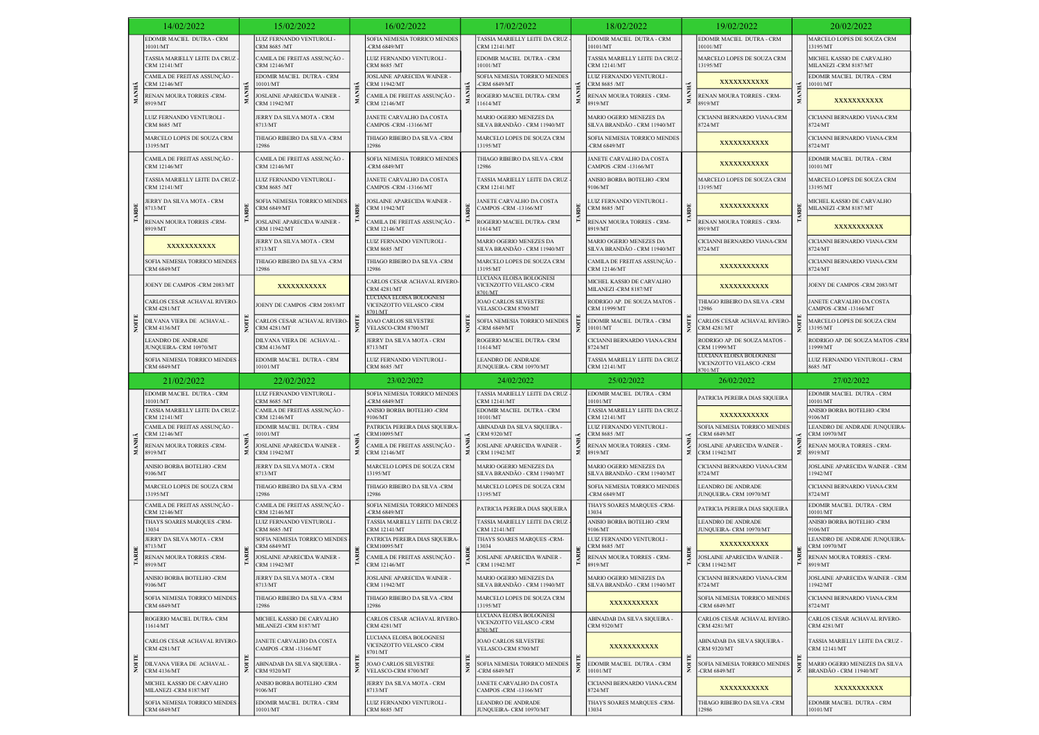| | 14/02/2022 | | 15/02/2022 | | 16/02/2022 | | 17/02/2022 | | 18/02/2022 | | 19/02/2022 | | 20/02/2022 |
|---|---|---|---|---|---|---|---|---|---|---|---|---|---|
| MANHÃ | EDOMIR MACIEL DUTRA - CRM 10101/MT | MANHÃ | LUIZ FERNANDO VENTUROLI - CRM 8685 /MT | MANHÃ | SOFIA NEMESIA TORRICO MENDES - CRM 6849/MT | MANHÃ | TASSIA MARIELLY LEITE DA CRUZ - CRM 12141/MT | MANHÃ | EDOMIR MACIEL DUTRA - CRM 10101/MT | MANHÃ | EDOMIR MACIEL DUTRA - CRM 10101/MT | MANHÃ | MARCELO LOPES DE SOUZA CRM 13195/MT |
| | TASSIA MARIELLY LEITE DA CRUZ - CRM 12141/MT | | CAMILA DE FREITAS ASSUNÇÃO - CRM 12146/MT | | LUIZ FERNANDO VENTUROLI - CRM 8685 /MT | | EDOMIR MACIEL DUTRA - CRM 10101/MT | | TASSIA MARIELLY LEITE DA CRUZ - CRM 12141/MT | | MARCELO LOPES DE SOUZA CRM 13195/MT | | MICHEL KASSIO DE CARVALHO MILANEZI -CRM 8187/MT |
| | CAMILA DE FREITAS ASSUNÇÃO - CRM 12146/MT | | EDOMIR MACIEL DUTRA - CRM 10101/MT | | JOSLAINE APARECIDA WAINER - CRM 11942/MT | | SOFIA NEMESIA TORRICO MENDES -CRM 6849/MT | | LUIZ FERNANDO VENTUROLI - CRM 8685 /MT | | XXXXXXXXXX | | EDOMIR MACIEL DUTRA - CRM 10101/MT |
| | RENAN MOURA TORRES -CRM-8919/MT | | JOSLAINE APARECIDA WAINER - CRM 11942/MT | | CAMILA DE FREITAS ASSUNÇÃO - CRM 12146/MT | | ROGERIO MACIEL DUTRA- CRM 11614/MT | | RENAN MOURA TORRES - CRM-8919/MT | | RENAN MOURA TORRES - CRM-8919/MT | | XXXXXXXXXX |
| | LUIZ FERNANDO VENTUROLI - CRM 8685 /MT | | JERRY DA SILVA MOTA - CRM 8713/MT | | JANETE CARVALHO DA COSTA CAMPOS -CRM -13166/MT | | MARIO OGERIO MENEZES DA SILVA BRANDÃO - CRM 11940/MT | | MARIO OGERIO MENEZES DA SILVA BRANDÃO - CRM 11940/MT | | CICIANNI BERNARDO VIANA-CRM 8724/MT | | CICIANNI BERNARDO VIANA-CRM 8724/MT |
| | MARCELO LOPES DE SOUZA CRM 13195/MT | | THIAGO RIBEIRO DA SILVA -CRM 12986 | | THIAGO RIBEIRO DA SILVA -CRM 12986 | | MARCELO LOPES DE SOUZA CRM 13195/MT | | SOFIA NEMESIA TORRICO MENDES -CRM 6849/MT | | XXXXXXXXXX | | CICIANNI BERNARDO VIANA-CRM 8724/MT |
| TARDE | CAMILA DE FREITAS ASSUNÇÃO - CRM 12146/MT | TARDE | CAMILA DE FREITAS ASSUNÇÃO - CRM 12146/MT | TARDE | SOFIA NEMESIA TORRICO MENDES -CRM 6849/MT | TARDE | THIAGO RIBEIRO DA SILVA -CRM 12986 | TARDE | JANETE CARVALHO DA COSTA CAMPOS -CRM -13166/MT | TARDE | XXXXXXXXXX | TARDE | EDOMIR MACIEL DUTRA - CRM 10101/MT |
| | TASSIA MARIELLY LEITE DA CRUZ - CRM 12141/MT | | LUIZ FERNANDO VENTUROLI - CRM 8685 /MT | | JANETE CARVALHO DA COSTA CAMPOS -CRM -13166/MT | | TASSIA MARIELLY LEITE DA CRUZ - CRM 12141/MT | | ANISIO BORBA BOTELHO -CRM 9106/MT | | MARCELO LOPES DE SOUZA CRM 13195/MT | | MARCELO LOPES DE SOUZA CRM 13195/MT |
| | JERRY DA SILVA MOTA - CRM 8713/MT | | SOFIA NEMESIA TORRICO MENDES CRM 6849/MT | | JOSLAINE APARECIDA WAINER - CRM 11942/MT | | JANETE CARVALHO DA COSTA CAMPOS -CRM -13166/MT | | LUIZ FERNANDO VENTUROLI - CRM 8685 /MT | | XXXXXXXXXX | | MICHEL KASSIO DE CARVALHO MILANEZI -CRM 8187/MT |
| | RENAN MOURA TORRES -CRM-8919/MT | | JOSLAINE APARECIDA WAINER - CRM 11942/MT | | CAMILA DE FREITAS ASSUNÇÃO - CRM 12146/MT | | ROGERIO MACIEL DUTRA- CRM 11614/MT | | RENAN MOURA TORRES - CRM-8919/MT | | RENAN MOURA TORRES - CRM-8919/MT | | XXXXXXXXXX |
| | XXXXXXXXXX | | JERRY DA SILVA MOTA - CRM 8713/MT | | LUIZ FERNANDO VENTUROLI - CRM 8685 /MT | | MARIO OGERIO MENEZES DA SILVA BRANDÃO - CRM 11940/MT | | MARIO OGERIO MENEZES DA SILVA BRANDÃO - CRM 11940/MT | | CICIANNI BERNARDO VIANA-CRM 8724/MT | | CICIANNI BERNARDO VIANA-CRM 8724/MT |
| | SOFIA NEMESIA TORRICO MENDES CRM 6849/MT | | THIAGO RIBEIRO DA SILVA -CRM 12986 | | THIAGO RIBEIRO DA SILVA -CRM 12986 | | MARCELO LOPES DE SOUZA CRM 13195/MT | | CAMILA DE FREITAS ASSUNÇÃO - CRM 12146/MT | | XXXXXXXXXX | | CICIANNI BERNARDO VIANA-CRM 8724/MT |
| NOITE | JOENY DE CAMPOS -CRM 2083/MT | NOITE | XXXXXXXXXX | NOITE | CARLOS CESAR ACHAVAL RIVERO-CRM 4281/MT | NOITE | LUCIANA ELOISA BOLOGNESI VICENZOTTO VELASCO -CRM 8701/MT | NOITE | MICHEL KASSIO DE CARVALHO MILANEZI -CRM 8187/MT | NOITE | XXXXXXXXXX | NOITE | JOENY DE CAMPOS -CRM 2083/MT |
| | CARLOS CESAR ACHAVAL RIVERO-CRM 4281/MT | | JOENY DE CAMPOS -CRM 2083/MT | | LUCIANA ELOISA BOLOGNESI VICENZOTTO VELASCO -CRM 8701/MT | | JOAO CARLOS SILVESTRE VELASCO-CRM 8700/MT | | RODRIGO AP. DE SOUZA MATOS - CRM 11999/MT | | THIAGO RIBEIRO DA SILVA -CRM 12986 | | JANETE CARVALHO DA COSTA CAMPOS -CRM -13166/MT |
| | DILVANA VIERA DE ACHAVAL - CRM 4136/MT | | CARLOS CESAR ACHAVAL RIVERO-CRM 4281/MT | | JOAO CARLOS SILVESTRE VELASCO-CRM 8700/MT | | SOFIA NEMESIA TORRICO MENDES -CRM 6849/MT | | EDOMIR MACIEL DUTRA - CRM 10101/MT | | CARLOS CESAR ACHAVAL RIVERO-CRM 4281/MT | | MARCELO LOPES DE SOUZA CRM 13195/MT |
| | LEANDRO DE ANDRADE JUNQUEIRA- CRM 10970/MT | | DILVANA VIERA DE ACHAVAL - CRM 4136/MT | | JERRY DA SILVA MOTA - CRM 8713/MT | | ROGERIO MACIEL DUTRA- CRM 11614/MT | | CICIANNI BERNARDO VIANA-CRM 8724/MT | | RODRIGO AP. DE SOUZA MATOS - CRM 11999/MT | | RODRIGO AP. DE SOUZA MATOS -CRM 11999/MT |
| | SOFIA NEMESIA TORRICO MENDES CRM 6849/MT | | EDOMIR MACIEL DUTRA - CRM 10101/MT | | LUIZ FERNANDO VENTUROLI - CRM 8685 /MT | | LEANDRO DE ANDRADE JUNQUEIRA- CRM 10970/MT | | TASSIA MARIELLY LEITE DA CRUZ - CRM 12141/MT | | LUCIANA ELOISA BOLOGNESI VICENZOTTO VELASCO -CRM 8701/MT | | LUIZ FERNANDO VENTUROLI - CRM 8685 /MT |
| | 21/02/2022 | | 22/02/2022 | | 23/02/2022 | | 24/02/2022 | | 25/02/2022 | | 26/02/2022 | | 27/02/2022 |
| MANHÃ | EDOMIR MACIEL DUTRA - CRM 10101/MT | MANHÃ | LUIZ FERNANDO VENTUROLI - CRM 8685 /MT | MANHÃ | SOFIA NEMESIA TORRICO MENDES -CRM 6849/MT | MANHÃ | TASSIA MARIELLY LEITE DA CRUZ - CRM 12141/MT | MANHÃ | EDOMIR MACIEL DUTRA - CRM 10101/MT | MANHÃ | PATRICIA PEREIRA DIAS SIQUEIRA | MANHÃ | EDOMIR MACIEL DUTRA - CRM 10101/MT |
| | TASSIA MARIELLY LEITE DA CRUZ - CRM 12141/MT | | CAMILA DE FREITAS ASSUNÇÃO - CRM 12146/MT | | ANISIO BORBA BOTELHO -CRM 9106/MT | | EDOMIR MACIEL DUTRA - CRM 10101/MT | | TASSIA MARIELLY LEITE DA CRUZ - CRM 12141/MT | | XXXXXXXXXX | | ANISIO BORBA BOTELHO -CRM 9106/MT |
| | CAMILA DE FREITAS ASSUNÇÃO - CRM 12146/MT | | EDOMIR MACIEL DUTRA - CRM 10101/MT | | PATRICIA PEREIRA DIAS SIQUEIRA-CRM10095/MT | | ABINADAB DA SILVA SIQUEIRA - CRM 9320/MT | | LUIZ FERNANDO VENTUROLI - CRM 8685 /MT | | SOFIA NEMESIA TORRICO MENDES -CRM 6849/MT | | LEANDRO DE ANDRADE JUNQUEIRA- CRM 10970/MT |
| | RENAN MOURA TORRES -CRM-8919/MT | | JOSLAINE APARECIDA WAINER - CRM 11942/MT | | CAMILA DE FREITAS ASSUNÇÃO - CRM 12146/MT | | JOSLAINE APARECIDA WAINER - CRM 11942/MT | | RENAN MOURA TORRES - CRM-8919/MT | | JOSLAINE APARECIDA WAINER - CRM 11942/MT | | RENAN MOURA TORRES - CRM-8919/MT |
| | ANISIO BORBA BOTELHO -CRM 9106/MT | | JERRY DA SILVA MOTA - CRM 8713/MT | | MARCELO LOPES DE SOUZA CRM 13195/MT | | MARIO OGERIO MENEZES DA SILVA BRANDÃO - CRM 11940/MT | | MARIO OGERIO MENEZES DA SILVA BRANDÃO - CRM 11940/MT | | CICIANNI BERNARDO VIANA-CRM 8724/MT | | JOSLAINE APARECIDA WAINER - CRM 11942/MT |
| | MARCELO LOPES DE SOUZA CRM 13195/MT | | THIAGO RIBEIRO DA SILVA -CRM 12986 | | THIAGO RIBEIRO DA SILVA -CRM 12986 | | MARCELO LOPES DE SOUZA CRM 13195/MT | | SOFIA NEMESIA TORRICO MENDES -CRM 6849/MT | | LEANDRO DE ANDRADE JUNQUEIRA- CRM 10970/MT | | CICIANNI BERNARDO VIANA-CRM 8724/MT |
| TARDE | CAMILA DE FREITAS ASSUNÇÃO - CRM 12146/MT | TARDE | CAMILA DE FREITAS ASSUNÇÃO - CRM 12146/MT | TARDE | SOFIA NEMESIA TORRICO MENDES -CRM 6849/MT | TARDE | PATRICIA PEREIRA DIAS SIQUEIRA | TARDE | THAYS SOARES MARQUES -CRM-13034 | TARDE | PATRICIA PEREIRA DIAS SIQUEIRA | TARDE | EDOMIR MACIEL DUTRA - CRM 10101/MT |
| | THAYS SOARES MARQUES -CRM-13034 | | LUIZ FERNANDO VENTUROLI - CRM 8685 /MT | | TASSIA MARIELLY LEITE DA CRUZ - CRM 12141/MT | | TASSIA MARIELLY LEITE DA CRUZ - CRM 12141/MT | | ANISIO BORBA BOTELHO -CRM 9106/MT | | LEANDRO DE ANDRADE JUNQUEIRA- CRM 10970/MT | | ANISIO BORBA BOTELHO -CRM 9106/MT |
| | JERRY DA SILVA MOTA - CRM 8713/MT | | SOFIA NEMESIA TORRICO MENDES CRM 6849/MT | | PATRICIA PEREIRA DIAS SIQUEIRA-CRM10095/MT | | THAYS SOARES MARQUES -CRM-13034 | | LUIZ FERNANDO VENTUROLI - CRM 8685 /MT | | XXXXXXXXXX | | LEANDRO DE ANDRADE JUNQUEIRA- CRM 10970/MT |
| | RENAN MOURA TORRES -CRM-8919/MT | | JOSLAINE APARECIDA WAINER - CRM 11942/MT | | CAMILA DE FREITAS ASSUNÇÃO - CRM 12146/MT | | JOSLAINE APARECIDA WAINER - CRM 11942/MT | | RENAN MOURA TORRES - CRM-8919/MT | | JOSLAINE APARECIDA WAINER - CRM 11942/MT | | RENAN MOURA TORRES - CRM-8919/MT |
| | ANISIO BORBA BOTELHO -CRM 9106/MT | | JERRY DA SILVA MOTA - CRM 8713/MT | | JOSLAINE APARECIDA WAINER - CRM 11942/MT | | MARIO OGERIO MENEZES DA SILVA BRANDÃO - CRM 11940/MT | | MARIO OGERIO MENEZES DA SILVA BRANDÃO - CRM 11940/MT | | CICIANNI BERNARDO VIANA-CRM 8724/MT | | JOSLAINE APARECIDA WAINER - CRM 11942/MT |
| | SOFIA NEMESIA TORRICO MENDES CRM 6849/MT | | THIAGO RIBEIRO DA SILVA -CRM 12986 | | THIAGO RIBEIRO DA SILVA -CRM 12986 | | MARCELO LOPES DE SOUZA CRM 13195/MT | | XXXXXXXXXX | | SOFIA NEMESIA TORRICO MENDES -CRM 6849/MT | | CICIANNI BERNARDO VIANA-CRM 8724/MT |
| NOITE | ROGERIO MACIEL DUTRA- CRM 11614/MT | NOITE | MICHEL KASSIO DE CARVALHO MILANEZI -CRM 8187/MT | NOITE | CARLOS CESAR ACHAVAL RIVERO-CRM 4281/MT | NOITE | LUCIANA ELOISA BOLOGNESI VICENZOTTO VELASCO -CRM 8701/MT | NOITE | ABINADAB DA SILVA SIQUEIRA - CRM 9320/MT | NOITE | CARLOS CESAR ACHAVAL RIVERO-CRM 4281/MT | NOITE | CARLOS CESAR ACHAVAL RIVERO-CRM 4281/MT |
| | CARLOS CESAR ACHAVAL RIVERO-CRM 4281/MT | | JANETE CARVALHO DA COSTA CAMPOS -CRM -13166/MT | | LUCIANA ELOISA BOLOGNESI VICENZOTTO VELASCO -CRM 8701/MT | | JOAO CARLOS SILVESTRE VELASCO-CRM 8700/MT | | XXXXXXXXXX | | ABINADAB DA SILVA SIQUEIRA - CRM 9320/MT | | TASSIA MARIELLY LEITE DA CRUZ - CRM 12141/MT |
| | DILVANA VIERA DE ACHAVAL - CRM 4136/MT | | ABINADAB DA SILVA SIQUEIRA - CRM 9320/MT | | JOAO CARLOS SILVESTRE VELASCO-CRM 8700/MT | | SOFIA NEMESIA TORRICO MENDES -CRM 6849/MT | | EDOMIR MACIEL DUTRA - CRM 10101/MT | | SOFIA NEMESIA TORRICO MENDES -CRM 6849/MT | | MARIO OGERIO MENEZES DA SILVA BRANDÃO - CRM 11940/MT |
| | MICHEL KASSIO DE CARVALHO MILANEZI -CRM 8187/MT | | ANISIO BORBA BOTELHO -CRM 9106/MT | | JERRY DA SILVA MOTA - CRM 8713/MT | | JANETE CARVALHO DA COSTA CAMPOS -CRM -13166/MT | | CICIANNI BERNARDO VIANA-CRM 8724/MT | | XXXXXXXXXX | | XXXXXXXXXX |
| | SOFIA NEMESIA TORRICO MENDES CRM 6849/MT | | EDOMIR MACIEL DUTRA - CRM 10101/MT | | LUIZ FERNANDO VENTUROLI - CRM 8685 /MT | | LEANDRO DE ANDRADE JUNQUEIRA- CRM 10970/MT | | THAYS SOARES MARQUES -CRM-13034 | | THIAGO RIBEIRO DA SILVA -CRM 12986 | | EDOMIR MACIEL DUTRA - CRM 10101/MT |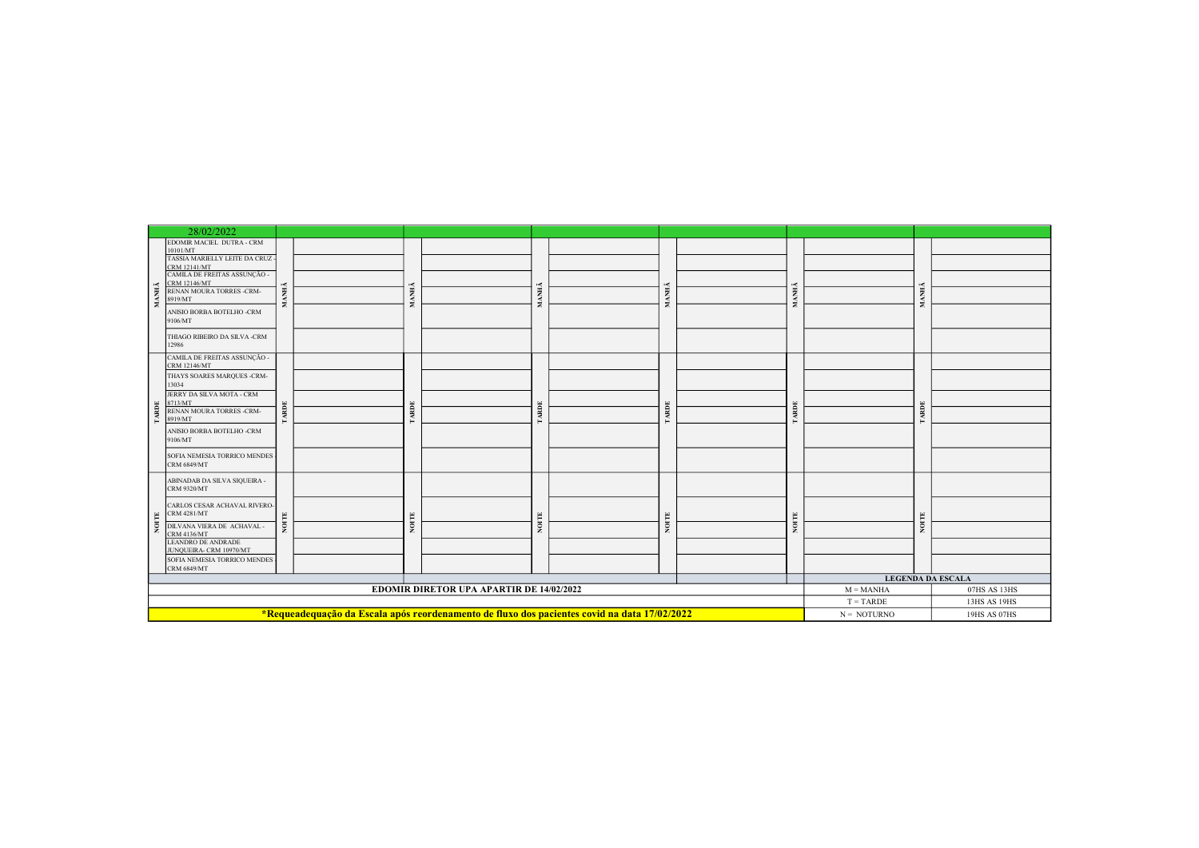| | 28/02/2022 | | | | | | | | | | | |
|---|---|---|---|---|---|---|---|---|---|---|---|---|
| MANHÃ | EDOMIR MACIEL DUTRA - CRM 10101/MT | MANHÃ | | MANHÃ | | MANHÃ | | MANHÃ | | MANHÃ | | MANHÃ |
| | TASSIA MARIELLY LEITE DA CRUZ - CRM 12141/MT | | | | | | | | | | | |
| | CAMILA DE FREITAS ASSUNÇÃO - CRM 12146/MT | | | | | | | | | | | |
| | RENAN MOURA TORRES -CRM-8919/MT | | | | | | | | | | | |
| | ANISIO BORBA BOTELHO -CRM 9106/MT | | | | | | | | | | | |
| | THIAGO RIBEIRO DA SILVA -CRM 12986 | | | | | | | | | | | |
| TARDE | CAMILA DE FREITAS ASSUNÇÃO - CRM 12146/MT | TARDE | | TARDE | | TARDE | | TARDE | | TARDE | | TARDE |
| | THAYS SOARES MARQUES -CRM-13034 | | | | | | | | | | | |
| | JERRY DA SILVA MOTA - CRM 8713/MT | | | | | | | | | | | |
| | RENAN MOURA TORRES -CRM-8919/MT | | | | | | | | | | | |
| | ANISIO BORBA BOTELHO -CRM 9106/MT | | | | | | | | | | | |
| | SOFIA NEMESIA TORRICO MENDES CRM 6849/MT | | | | | | | | | | | |
| NOITE | ABINADAB DA SILVA SIQUEIRA - CRM 9320/MT | NOITE | | NOITE | | NOITE | | NOITE | | NOITE | | NOITE |
| | CARLOS CESAR ACHAVAL RIVERO-CRM 4281/MT | | | | | | | | | | | |
| | DILVANA VIERA DE ACHAVAL - CRM 4136/MT | | | | | | | | | | | |
| | LEANDRO DE ANDRADE JUNQUEIRA- CRM 10970/MT | | | | | | | | | | | |
| | SOFIA NEMESIA TORRICO MENDES CRM 6849/MT | | | | | | | | | | | |

| | | |
|---|---|---|
| | LEGENDA DA ESCALA | |
| EDOMIR DIRETOR UPA APARTIR DE 14/02/2022 | M = MANHA | 07HS AS 13HS |
| | T = TARDE | 13HS AS 19HS |
| **\*Requeadequação da Escala após reordenamento de fluxo dos pacientes covid na data 17/02/2022** | N = NOTURNO | 19HS AS 07HS |